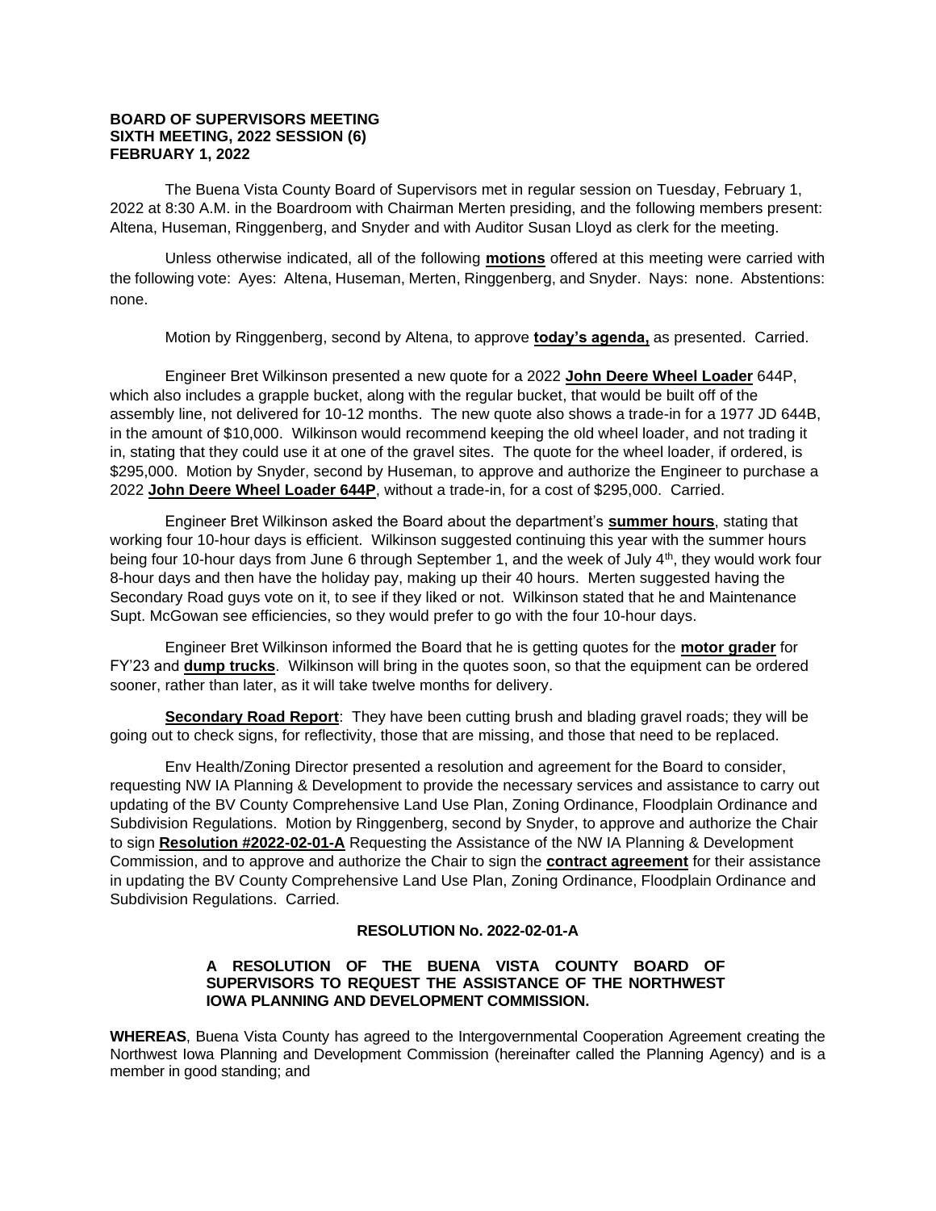**BOARD OF SUPERVISORS MEETING**
**SIXTH MEETING, 2022 SESSION (6)**
**FEBRUARY 1, 2022**

The Buena Vista County Board of Supervisors met in regular session on Tuesday, February 1, 2022 at 8:30 A.M. in the Boardroom with Chairman Merten presiding, and the following members present: Altena, Huseman, Ringgenberg, and Snyder and with Auditor Susan Lloyd as clerk for the meeting.

Unless otherwise indicated, all of the following **motions** offered at this meeting were carried with the following vote: Ayes: Altena, Huseman, Merten, Ringgenberg, and Snyder. Nays: none. Abstentions: none.

Motion by Ringgenberg, second by Altena, to approve **today's agenda,** as presented. Carried.

Engineer Bret Wilkinson presented a new quote for a 2022 **John Deere Wheel Loader** 644P, which also includes a grapple bucket, along with the regular bucket, that would be built off of the assembly line, not delivered for 10-12 months. The new quote also shows a trade-in for a 1977 JD 644B, in the amount of $10,000. Wilkinson would recommend keeping the old wheel loader, and not trading it in, stating that they could use it at one of the gravel sites. The quote for the wheel loader, if ordered, is $295,000. Motion by Snyder, second by Huseman, to approve and authorize the Engineer to purchase a 2022 **John Deere Wheel Loader 644P**, without a trade-in, for a cost of $295,000. Carried.

Engineer Bret Wilkinson asked the Board about the department's **summer hours**, stating that working four 10-hour days is efficient. Wilkinson suggested continuing this year with the summer hours being four 10-hour days from June 6 through September 1, and the week of July 4th, they would work four 8-hour days and then have the holiday pay, making up their 40 hours. Merten suggested having the Secondary Road guys vote on it, to see if they liked or not. Wilkinson stated that he and Maintenance Supt. McGowan see efficiencies, so they would prefer to go with the four 10-hour days.

Engineer Bret Wilkinson informed the Board that he is getting quotes for the **motor grader** for FY'23 and **dump trucks**. Wilkinson will bring in the quotes soon, so that the equipment can be ordered sooner, rather than later, as it will take twelve months for delivery.

**Secondary Road Report**: They have been cutting brush and blading gravel roads; they will be going out to check signs, for reflectivity, those that are missing, and those that need to be replaced.

Env Health/Zoning Director presented a resolution and agreement for the Board to consider, requesting NW IA Planning & Development to provide the necessary services and assistance to carry out updating of the BV County Comprehensive Land Use Plan, Zoning Ordinance, Floodplain Ordinance and Subdivision Regulations. Motion by Ringgenberg, second by Snyder, to approve and authorize the Chair to sign **Resolution #2022-02-01-A** Requesting the Assistance of the NW IA Planning & Development Commission, and to approve and authorize the Chair to sign the **contract agreement** for their assistance in updating the BV County Comprehensive Land Use Plan, Zoning Ordinance, Floodplain Ordinance and Subdivision Regulations. Carried.

**RESOLUTION No. 2022-02-01-A**

**A RESOLUTION OF THE BUENA VISTA COUNTY BOARD OF SUPERVISORS TO REQUEST THE ASSISTANCE OF THE NORTHWEST IOWA PLANNING AND DEVELOPMENT COMMISSION.**

**WHEREAS**, Buena Vista County has agreed to the Intergovernmental Cooperation Agreement creating the Northwest Iowa Planning and Development Commission (hereinafter called the Planning Agency) and is a member in good standing; and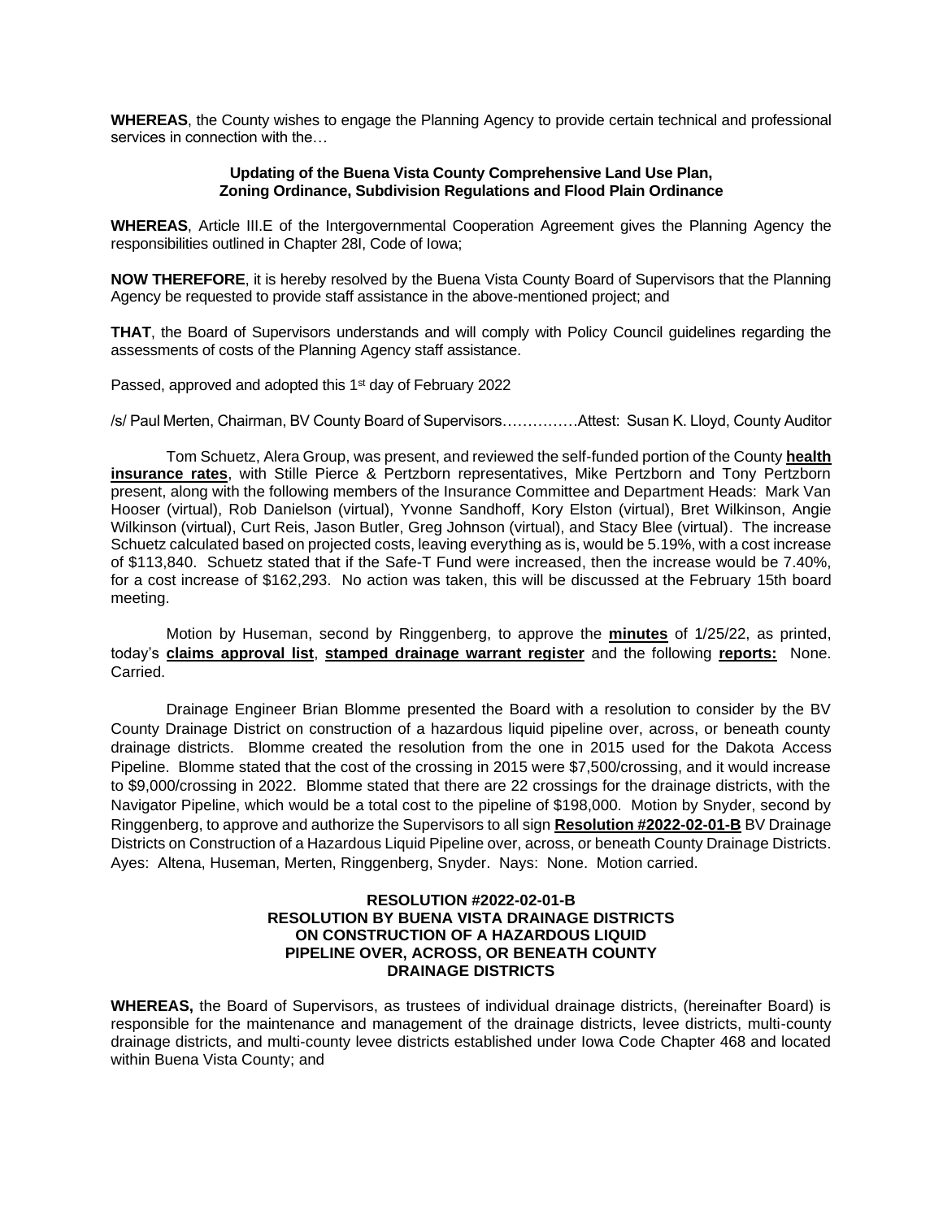**WHEREAS**, the County wishes to engage the Planning Agency to provide certain technical and professional services in connection with the…

**Updating of the Buena Vista County Comprehensive Land Use Plan, Zoning Ordinance, Subdivision Regulations and Flood Plain Ordinance**

**WHEREAS**, Article III.E of the Intergovernmental Cooperation Agreement gives the Planning Agency the responsibilities outlined in Chapter 28I, Code of Iowa;

**NOW THEREFORE**, it is hereby resolved by the Buena Vista County Board of Supervisors that the Planning Agency be requested to provide staff assistance in the above-mentioned project; and

**THAT**, the Board of Supervisors understands and will comply with Policy Council guidelines regarding the assessments of costs of the Planning Agency staff assistance.

Passed, approved and adopted this 1st day of February 2022

/s/ Paul Merten, Chairman, BV County Board of Supervisors……………Attest: Susan K. Lloyd, County Auditor

Tom Schuetz, Alera Group, was present, and reviewed the self-funded portion of the County **health insurance rates**, with Stille Pierce & Pertzborn representatives, Mike Pertzborn and Tony Pertzborn present, along with the following members of the Insurance Committee and Department Heads: Mark Van Hooser (virtual), Rob Danielson (virtual), Yvonne Sandhoff, Kory Elston (virtual), Bret Wilkinson, Angie Wilkinson (virtual), Curt Reis, Jason Butler, Greg Johnson (virtual), and Stacy Blee (virtual). The increase Schuetz calculated based on projected costs, leaving everything as is, would be 5.19%, with a cost increase of $113,840. Schuetz stated that if the Safe-T Fund were increased, then the increase would be 7.40%, for a cost increase of $162,293. No action was taken, this will be discussed at the February 15th board meeting.

Motion by Huseman, second by Ringgenberg, to approve the **minutes** of 1/25/22, as printed, today's **claims approval list**, **stamped drainage warrant register** and the following **reports:** None. Carried.

Drainage Engineer Brian Blomme presented the Board with a resolution to consider by the BV County Drainage District on construction of a hazardous liquid pipeline over, across, or beneath county drainage districts. Blomme created the resolution from the one in 2015 used for the Dakota Access Pipeline. Blomme stated that the cost of the crossing in 2015 were $7,500/crossing, and it would increase to $9,000/crossing in 2022. Blomme stated that there are 22 crossings for the drainage districts, with the Navigator Pipeline, which would be a total cost to the pipeline of $198,000. Motion by Snyder, second by Ringgenberg, to approve and authorize the Supervisors to all sign **Resolution #2022-02-01-B** BV Drainage Districts on Construction of a Hazardous Liquid Pipeline over, across, or beneath County Drainage Districts. Ayes: Altena, Huseman, Merten, Ringgenberg, Snyder. Nays: None. Motion carried.

**RESOLUTION #2022-02-01-B**
**RESOLUTION BY BUENA VISTA DRAINAGE DISTRICTS ON CONSTRUCTION OF A HAZARDOUS LIQUID PIPELINE OVER, ACROSS, OR BENEATH COUNTY DRAINAGE DISTRICTS**

**WHEREAS,** the Board of Supervisors, as trustees of individual drainage districts, (hereinafter Board) is responsible for the maintenance and management of the drainage districts, levee districts, multi-county drainage districts, and multi-county levee districts established under Iowa Code Chapter 468 and located within Buena Vista County; and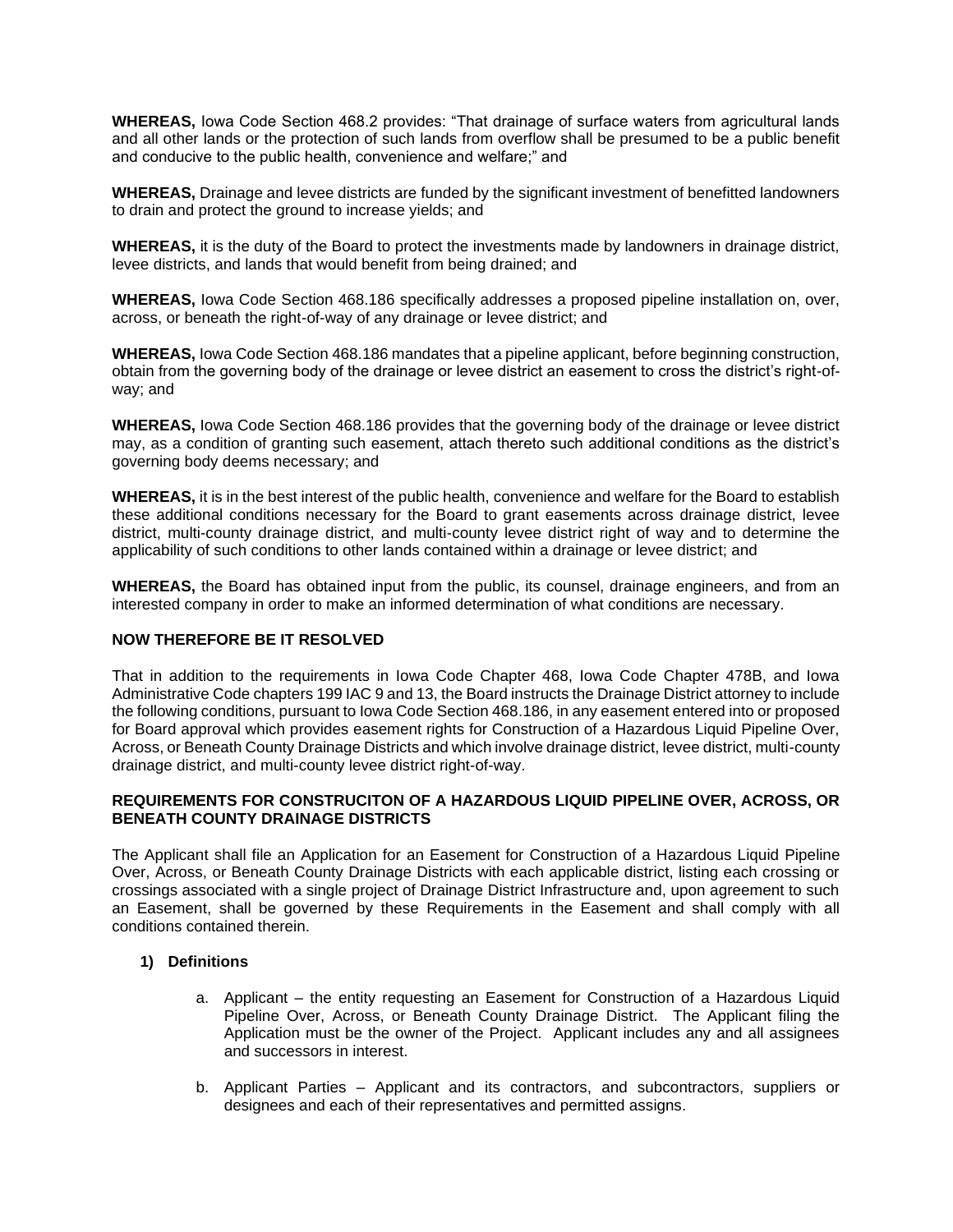**WHEREAS,** Iowa Code Section 468.2 provides: "That drainage of surface waters from agricultural lands and all other lands or the protection of such lands from overflow shall be presumed to be a public benefit and conducive to the public health, convenience and welfare;" and

**WHEREAS,** Drainage and levee districts are funded by the significant investment of benefitted landowners to drain and protect the ground to increase yields; and

**WHEREAS,** it is the duty of the Board to protect the investments made by landowners in drainage district, levee districts, and lands that would benefit from being drained; and

**WHEREAS,** Iowa Code Section 468.186 specifically addresses a proposed pipeline installation on, over, across, or beneath the right-of-way of any drainage or levee district; and

**WHEREAS,** Iowa Code Section 468.186 mandates that a pipeline applicant, before beginning construction, obtain from the governing body of the drainage or levee district an easement to cross the district's right-of-way; and

**WHEREAS,** Iowa Code Section 468.186 provides that the governing body of the drainage or levee district may, as a condition of granting such easement, attach thereto such additional conditions as the district's governing body deems necessary; and

**WHEREAS,** it is in the best interest of the public health, convenience and welfare for the Board to establish these additional conditions necessary for the Board to grant easements across drainage district, levee district, multi-county drainage district, and multi-county levee district right of way and to determine the applicability of such conditions to other lands contained within a drainage or levee district; and

**WHEREAS,** the Board has obtained input from the public, its counsel, drainage engineers, and from an interested company in order to make an informed determination of what conditions are necessary.

**NOW THEREFORE BE IT RESOLVED**

That in addition to the requirements in Iowa Code Chapter 468, Iowa Code Chapter 478B, and Iowa Administrative Code chapters 199 IAC 9 and 13, the Board instructs the Drainage District attorney to include the following conditions, pursuant to Iowa Code Section 468.186, in any easement entered into or proposed for Board approval which provides easement rights for Construction of a Hazardous Liquid Pipeline Over, Across, or Beneath County Drainage Districts and which involve drainage district, levee district, multi-county drainage district, and multi-county levee district right-of-way.

**REQUIREMENTS FOR CONSTRUCITON OF A HAZARDOUS LIQUID PIPELINE OVER, ACROSS, OR BENEATH COUNTY DRAINAGE DISTRICTS**

The Applicant shall file an Application for an Easement for Construction of a Hazardous Liquid Pipeline Over, Across, or Beneath County Drainage Districts with each applicable district, listing each crossing or crossings associated with a single project of Drainage District Infrastructure and, upon agreement to such an Easement, shall be governed by these Requirements in the Easement and shall comply with all conditions contained therein.

**1) Definitions**

a. Applicant – the entity requesting an Easement for Construction of a Hazardous Liquid Pipeline Over, Across, or Beneath County Drainage District. The Applicant filing the Application must be the owner of the Project. Applicant includes any and all assignees and successors in interest.

b. Applicant Parties – Applicant and its contractors, and subcontractors, suppliers or designees and each of their representatives and permitted assigns.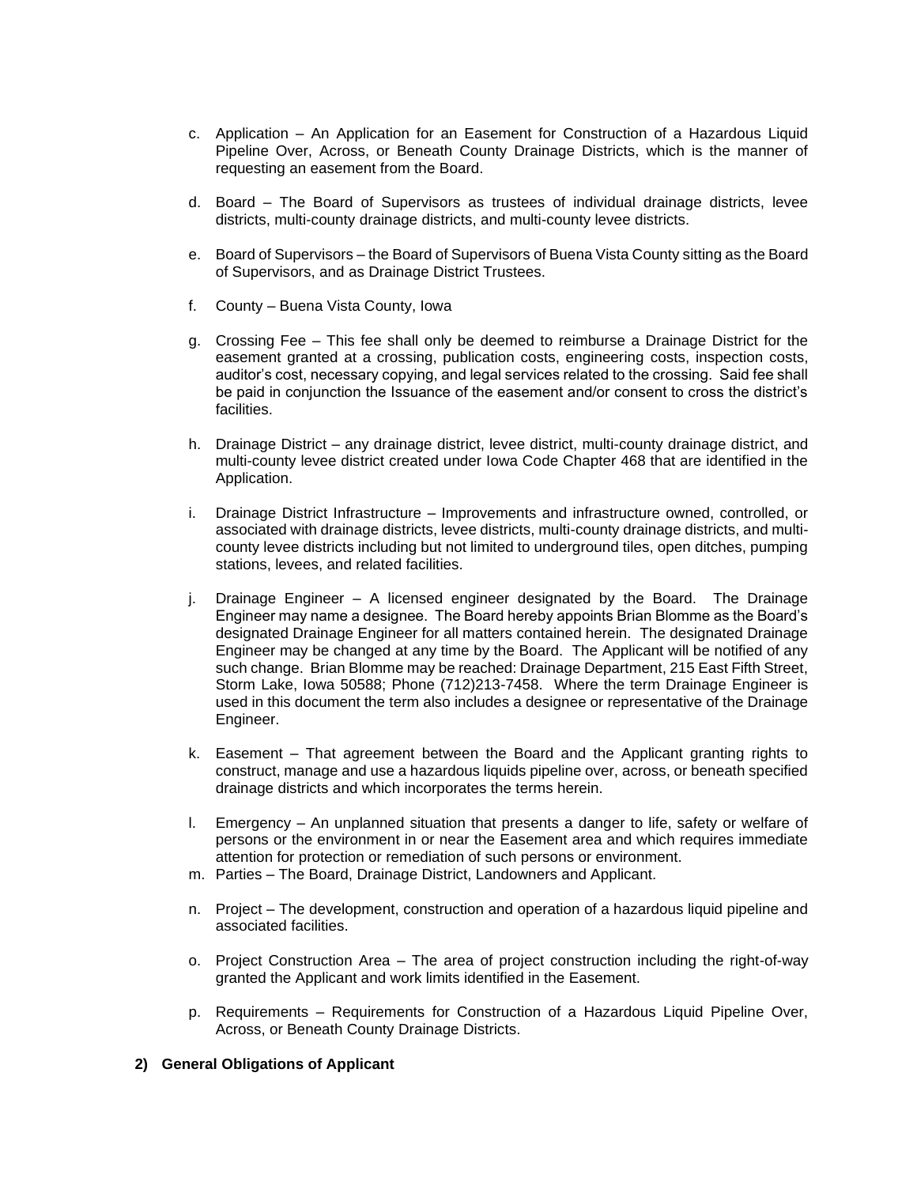c. Application – An Application for an Easement for Construction of a Hazardous Liquid Pipeline Over, Across, or Beneath County Drainage Districts, which is the manner of requesting an easement from the Board.

d. Board – The Board of Supervisors as trustees of individual drainage districts, levee districts, multi-county drainage districts, and multi-county levee districts.

e. Board of Supervisors – the Board of Supervisors of Buena Vista County sitting as the Board of Supervisors, and as Drainage District Trustees.

f. County – Buena Vista County, Iowa

g. Crossing Fee – This fee shall only be deemed to reimburse a Drainage District for the easement granted at a crossing, publication costs, engineering costs, inspection costs, auditor's cost, necessary copying, and legal services related to the crossing. Said fee shall be paid in conjunction the Issuance of the easement and/or consent to cross the district's facilities.

h. Drainage District – any drainage district, levee district, multi-county drainage district, and multi-county levee district created under Iowa Code Chapter 468 that are identified in the Application.

i. Drainage District Infrastructure – Improvements and infrastructure owned, controlled, or associated with drainage districts, levee districts, multi-county drainage districts, and multi-county levee districts including but not limited to underground tiles, open ditches, pumping stations, levees, and related facilities.

j. Drainage Engineer – A licensed engineer designated by the Board. The Drainage Engineer may name a designee. The Board hereby appoints Brian Blomme as the Board's designated Drainage Engineer for all matters contained herein. The designated Drainage Engineer may be changed at any time by the Board. The Applicant will be notified of any such change. Brian Blomme may be reached: Drainage Department, 215 East Fifth Street, Storm Lake, Iowa 50588; Phone (712)213-7458. Where the term Drainage Engineer is used in this document the term also includes a designee or representative of the Drainage Engineer.

k. Easement – That agreement between the Board and the Applicant granting rights to construct, manage and use a hazardous liquids pipeline over, across, or beneath specified drainage districts and which incorporates the terms herein.

l. Emergency – An unplanned situation that presents a danger to life, safety or welfare of persons or the environment in or near the Easement area and which requires immediate attention for protection or remediation of such persons or environment.

m. Parties – The Board, Drainage District, Landowners and Applicant.

n. Project – The development, construction and operation of a hazardous liquid pipeline and associated facilities.

o. Project Construction Area – The area of project construction including the right-of-way granted the Applicant and work limits identified in the Easement.

p. Requirements – Requirements for Construction of a Hazardous Liquid Pipeline Over, Across, or Beneath County Drainage Districts.

**2) General Obligations of Applicant**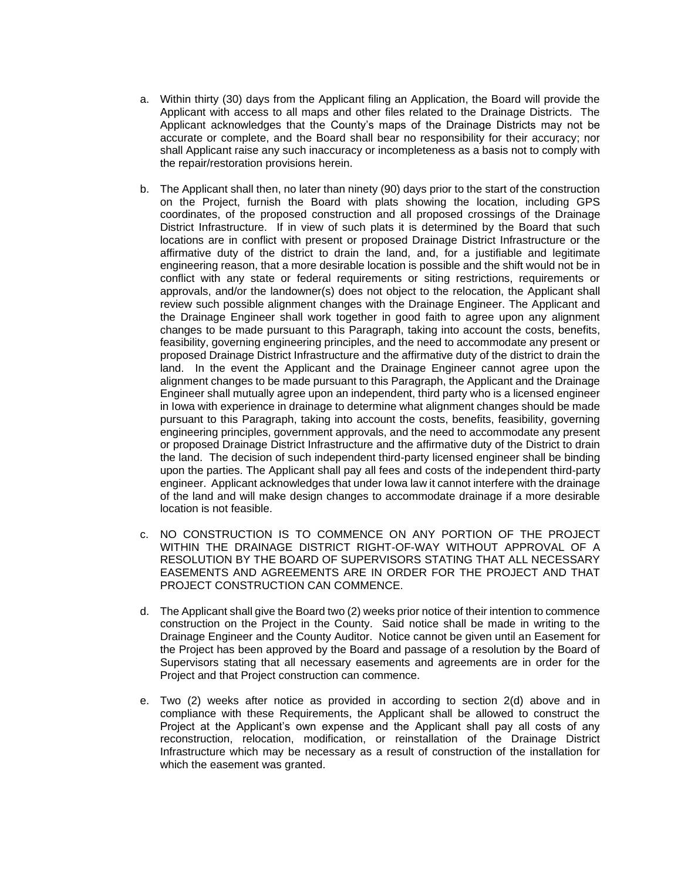a. Within thirty (30) days from the Applicant filing an Application, the Board will provide the Applicant with access to all maps and other files related to the Drainage Districts. The Applicant acknowledges that the County's maps of the Drainage Districts may not be accurate or complete, and the Board shall bear no responsibility for their accuracy; nor shall Applicant raise any such inaccuracy or incompleteness as a basis not to comply with the repair/restoration provisions herein.

b. The Applicant shall then, no later than ninety (90) days prior to the start of the construction on the Project, furnish the Board with plats showing the location, including GPS coordinates, of the proposed construction and all proposed crossings of the Drainage District Infrastructure. If in view of such plats it is determined by the Board that such locations are in conflict with present or proposed Drainage District Infrastructure or the affirmative duty of the district to drain the land, and, for a justifiable and legitimate engineering reason, that a more desirable location is possible and the shift would not be in conflict with any state or federal requirements or siting restrictions, requirements or approvals, and/or the landowner(s) does not object to the relocation, the Applicant shall review such possible alignment changes with the Drainage Engineer. The Applicant and the Drainage Engineer shall work together in good faith to agree upon any alignment changes to be made pursuant to this Paragraph, taking into account the costs, benefits, feasibility, governing engineering principles, and the need to accommodate any present or proposed Drainage District Infrastructure and the affirmative duty of the district to drain the land. In the event the Applicant and the Drainage Engineer cannot agree upon the alignment changes to be made pursuant to this Paragraph, the Applicant and the Drainage Engineer shall mutually agree upon an independent, third party who is a licensed engineer in Iowa with experience in drainage to determine what alignment changes should be made pursuant to this Paragraph, taking into account the costs, benefits, feasibility, governing engineering principles, government approvals, and the need to accommodate any present or proposed Drainage District Infrastructure and the affirmative duty of the District to drain the land. The decision of such independent third-party licensed engineer shall be binding upon the parties. The Applicant shall pay all fees and costs of the independent third-party engineer. Applicant acknowledges that under Iowa law it cannot interfere with the drainage of the land and will make design changes to accommodate drainage if a more desirable location is not feasible.

c. NO CONSTRUCTION IS TO COMMENCE ON ANY PORTION OF THE PROJECT WITHIN THE DRAINAGE DISTRICT RIGHT-OF-WAY WITHOUT APPROVAL OF A RESOLUTION BY THE BOARD OF SUPERVISORS STATING THAT ALL NECESSARY EASEMENTS AND AGREEMENTS ARE IN ORDER FOR THE PROJECT AND THAT PROJECT CONSTRUCTION CAN COMMENCE.

d. The Applicant shall give the Board two (2) weeks prior notice of their intention to commence construction on the Project in the County. Said notice shall be made in writing to the Drainage Engineer and the County Auditor. Notice cannot be given until an Easement for the Project has been approved by the Board and passage of a resolution by the Board of Supervisors stating that all necessary easements and agreements are in order for the Project and that Project construction can commence.

e. Two (2) weeks after notice as provided in according to section 2(d) above and in compliance with these Requirements, the Applicant shall be allowed to construct the Project at the Applicant's own expense and the Applicant shall pay all costs of any reconstruction, relocation, modification, or reinstallation of the Drainage District Infrastructure which may be necessary as a result of construction of the installation for which the easement was granted.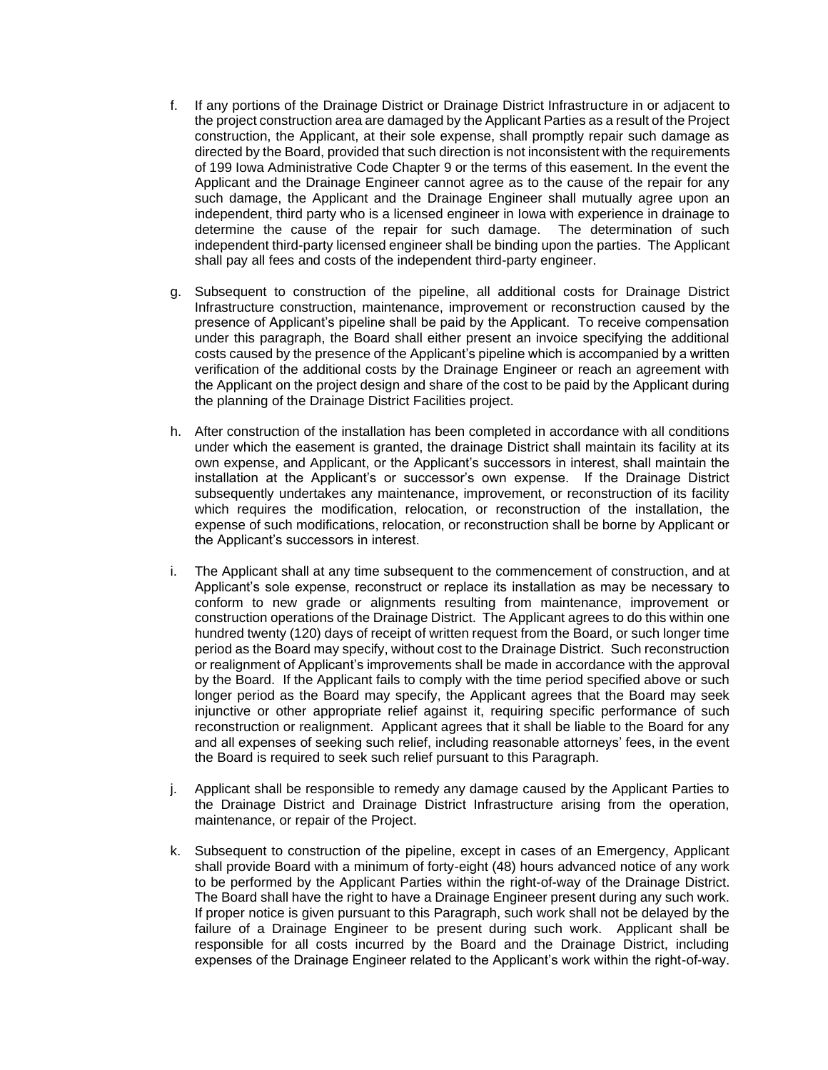f. If any portions of the Drainage District or Drainage District Infrastructure in or adjacent to the project construction area are damaged by the Applicant Parties as a result of the Project construction, the Applicant, at their sole expense, shall promptly repair such damage as directed by the Board, provided that such direction is not inconsistent with the requirements of 199 Iowa Administrative Code Chapter 9 or the terms of this easement. In the event the Applicant and the Drainage Engineer cannot agree as to the cause of the repair for any such damage, the Applicant and the Drainage Engineer shall mutually agree upon an independent, third party who is a licensed engineer in Iowa with experience in drainage to determine the cause of the repair for such damage. The determination of such independent third-party licensed engineer shall be binding upon the parties. The Applicant shall pay all fees and costs of the independent third-party engineer.

g. Subsequent to construction of the pipeline, all additional costs for Drainage District Infrastructure construction, maintenance, improvement or reconstruction caused by the presence of Applicant's pipeline shall be paid by the Applicant. To receive compensation under this paragraph, the Board shall either present an invoice specifying the additional costs caused by the presence of the Applicant's pipeline which is accompanied by a written verification of the additional costs by the Drainage Engineer or reach an agreement with the Applicant on the project design and share of the cost to be paid by the Applicant during the planning of the Drainage District Facilities project.

h. After construction of the installation has been completed in accordance with all conditions under which the easement is granted, the drainage District shall maintain its facility at its own expense, and Applicant, or the Applicant's successors in interest, shall maintain the installation at the Applicant's or successor's own expense. If the Drainage District subsequently undertakes any maintenance, improvement, or reconstruction of its facility which requires the modification, relocation, or reconstruction of the installation, the expense of such modifications, relocation, or reconstruction shall be borne by Applicant or the Applicant's successors in interest.

i. The Applicant shall at any time subsequent to the commencement of construction, and at Applicant's sole expense, reconstruct or replace its installation as may be necessary to conform to new grade or alignments resulting from maintenance, improvement or construction operations of the Drainage District. The Applicant agrees to do this within one hundred twenty (120) days of receipt of written request from the Board, or such longer time period as the Board may specify, without cost to the Drainage District. Such reconstruction or realignment of Applicant's improvements shall be made in accordance with the approval by the Board. If the Applicant fails to comply with the time period specified above or such longer period as the Board may specify, the Applicant agrees that the Board may seek injunctive or other appropriate relief against it, requiring specific performance of such reconstruction or realignment. Applicant agrees that it shall be liable to the Board for any and all expenses of seeking such relief, including reasonable attorneys' fees, in the event the Board is required to seek such relief pursuant to this Paragraph.

j. Applicant shall be responsible to remedy any damage caused by the Applicant Parties to the Drainage District and Drainage District Infrastructure arising from the operation, maintenance, or repair of the Project.

k. Subsequent to construction of the pipeline, except in cases of an Emergency, Applicant shall provide Board with a minimum of forty-eight (48) hours advanced notice of any work to be performed by the Applicant Parties within the right-of-way of the Drainage District. The Board shall have the right to have a Drainage Engineer present during any such work. If proper notice is given pursuant to this Paragraph, such work shall not be delayed by the failure of a Drainage Engineer to be present during such work. Applicant shall be responsible for all costs incurred by the Board and the Drainage District, including expenses of the Drainage Engineer related to the Applicant's work within the right-of-way.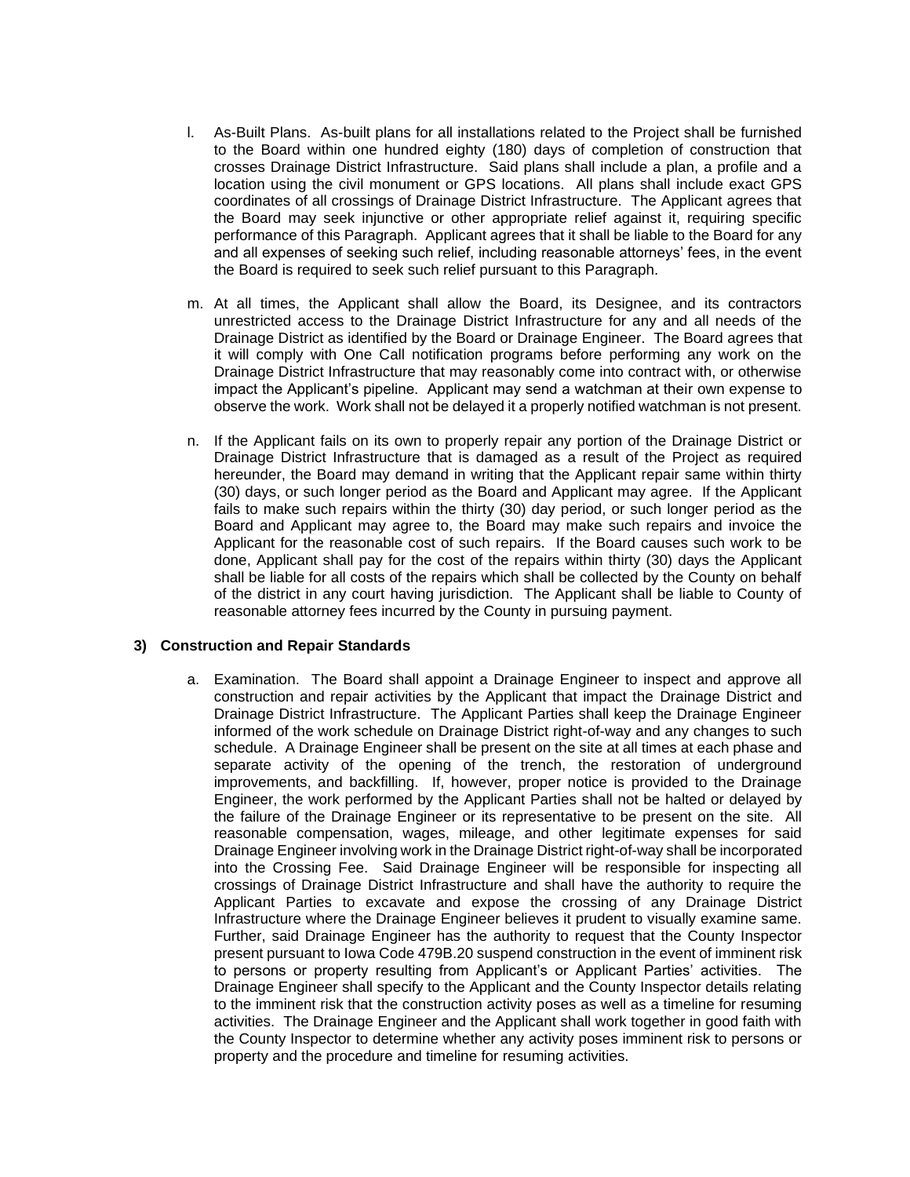l. As-Built Plans. As-built plans for all installations related to the Project shall be furnished to the Board within one hundred eighty (180) days of completion of construction that crosses Drainage District Infrastructure. Said plans shall include a plan, a profile and a location using the civil monument or GPS locations. All plans shall include exact GPS coordinates of all crossings of Drainage District Infrastructure. The Applicant agrees that the Board may seek injunctive or other appropriate relief against it, requiring specific performance of this Paragraph. Applicant agrees that it shall be liable to the Board for any and all expenses of seeking such relief, including reasonable attorneys' fees, in the event the Board is required to seek such relief pursuant to this Paragraph.

m. At all times, the Applicant shall allow the Board, its Designee, and its contractors unrestricted access to the Drainage District Infrastructure for any and all needs of the Drainage District as identified by the Board or Drainage Engineer. The Board agrees that it will comply with One Call notification programs before performing any work on the Drainage District Infrastructure that may reasonably come into contract with, or otherwise impact the Applicant's pipeline. Applicant may send a watchman at their own expense to observe the work. Work shall not be delayed it a properly notified watchman is not present.

n. If the Applicant fails on its own to properly repair any portion of the Drainage District or Drainage District Infrastructure that is damaged as a result of the Project as required hereunder, the Board may demand in writing that the Applicant repair same within thirty (30) days, or such longer period as the Board and Applicant may agree. If the Applicant fails to make such repairs within the thirty (30) day period, or such longer period as the Board and Applicant may agree to, the Board may make such repairs and invoice the Applicant for the reasonable cost of such repairs. If the Board causes such work to be done, Applicant shall pay for the cost of the repairs within thirty (30) days the Applicant shall be liable for all costs of the repairs which shall be collected by the County on behalf of the district in any court having jurisdiction. The Applicant shall be liable to County of reasonable attorney fees incurred by the County in pursuing payment.

### 3) Construction and Repair Standards

a. Examination. The Board shall appoint a Drainage Engineer to inspect and approve all construction and repair activities by the Applicant that impact the Drainage District and Drainage District Infrastructure. The Applicant Parties shall keep the Drainage Engineer informed of the work schedule on Drainage District right-of-way and any changes to such schedule. A Drainage Engineer shall be present on the site at all times at each phase and separate activity of the opening of the trench, the restoration of underground improvements, and backfilling. If, however, proper notice is provided to the Drainage Engineer, the work performed by the Applicant Parties shall not be halted or delayed by the failure of the Drainage Engineer or its representative to be present on the site. All reasonable compensation, wages, mileage, and other legitimate expenses for said Drainage Engineer involving work in the Drainage District right-of-way shall be incorporated into the Crossing Fee. Said Drainage Engineer will be responsible for inspecting all crossings of Drainage District Infrastructure and shall have the authority to require the Applicant Parties to excavate and expose the crossing of any Drainage District Infrastructure where the Drainage Engineer believes it prudent to visually examine same. Further, said Drainage Engineer has the authority to request that the County Inspector present pursuant to Iowa Code 479B.20 suspend construction in the event of imminent risk to persons or property resulting from Applicant's or Applicant Parties' activities. The Drainage Engineer shall specify to the Applicant and the County Inspector details relating to the imminent risk that the construction activity poses as well as a timeline for resuming activities. The Drainage Engineer and the Applicant shall work together in good faith with the County Inspector to determine whether any activity poses imminent risk to persons or property and the procedure and timeline for resuming activities.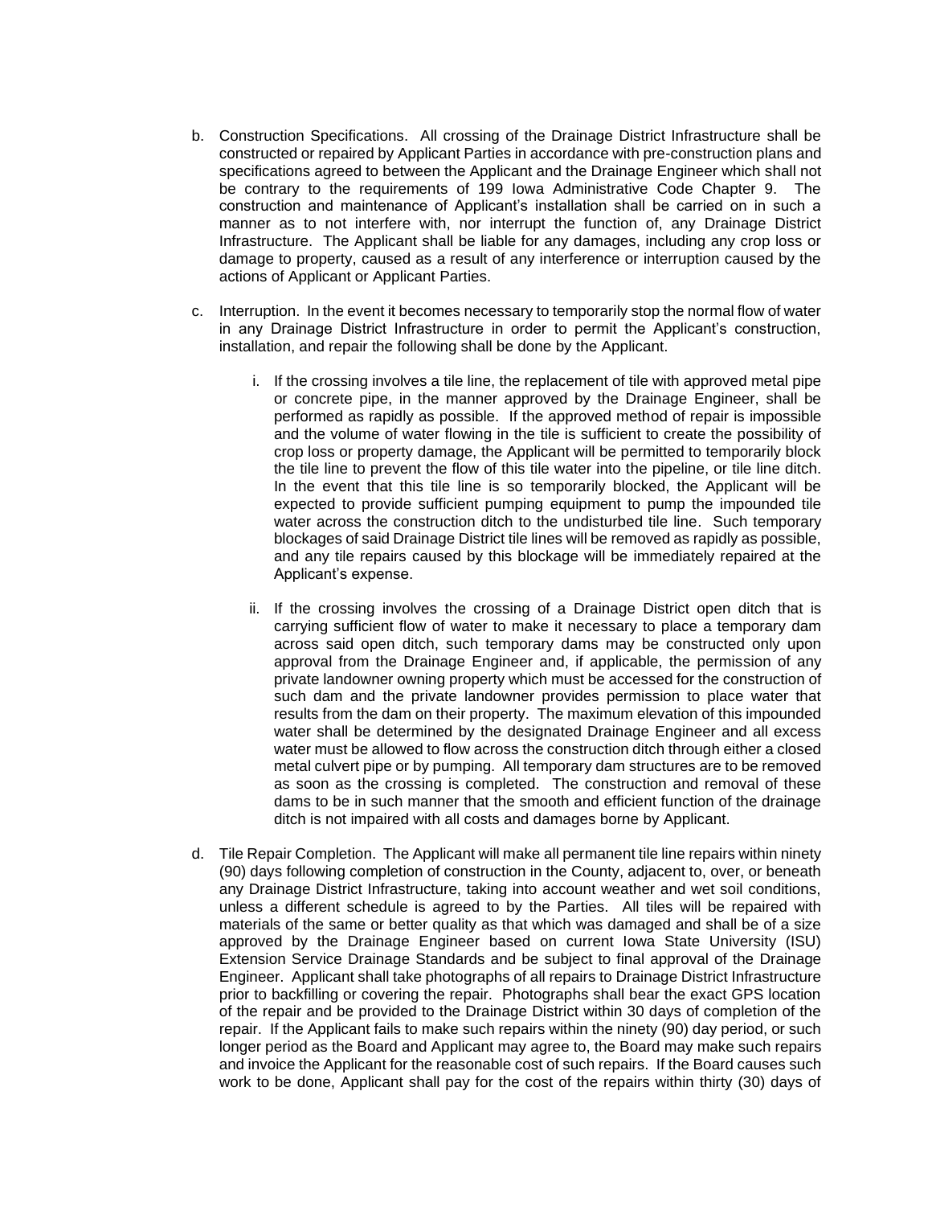b. Construction Specifications. All crossing of the Drainage District Infrastructure shall be constructed or repaired by Applicant Parties in accordance with pre-construction plans and specifications agreed to between the Applicant and the Drainage Engineer which shall not be contrary to the requirements of 199 Iowa Administrative Code Chapter 9. The construction and maintenance of Applicant's installation shall be carried on in such a manner as to not interfere with, nor interrupt the function of, any Drainage District Infrastructure. The Applicant shall be liable for any damages, including any crop loss or damage to property, caused as a result of any interference or interruption caused by the actions of Applicant or Applicant Parties.

c. Interruption. In the event it becomes necessary to temporarily stop the normal flow of water in any Drainage District Infrastructure in order to permit the Applicant's construction, installation, and repair the following shall be done by the Applicant.

   i. If the crossing involves a tile line, the replacement of tile with approved metal pipe or concrete pipe, in the manner approved by the Drainage Engineer, shall be performed as rapidly as possible. If the approved method of repair is impossible and the volume of water flowing in the tile is sufficient to create the possibility of crop loss or property damage, the Applicant will be permitted to temporarily block the tile line to prevent the flow of this tile water into the pipeline, or tile line ditch. In the event that this tile line is so temporarily blocked, the Applicant will be expected to provide sufficient pumping equipment to pump the impounded tile water across the construction ditch to the undisturbed tile line. Such temporary blockages of said Drainage District tile lines will be removed as rapidly as possible, and any tile repairs caused by this blockage will be immediately repaired at the Applicant's expense.

   ii. If the crossing involves the crossing of a Drainage District open ditch that is carrying sufficient flow of water to make it necessary to place a temporary dam across said open ditch, such temporary dams may be constructed only upon approval from the Drainage Engineer and, if applicable, the permission of any private landowner owning property which must be accessed for the construction of such dam and the private landowner provides permission to place water that results from the dam on their property. The maximum elevation of this impounded water shall be determined by the designated Drainage Engineer and all excess water must be allowed to flow across the construction ditch through either a closed metal culvert pipe or by pumping. All temporary dam structures are to be removed as soon as the crossing is completed. The construction and removal of these dams to be in such manner that the smooth and efficient function of the drainage ditch is not impaired with all costs and damages borne by Applicant.

d. Tile Repair Completion. The Applicant will make all permanent tile line repairs within ninety (90) days following completion of construction in the County, adjacent to, over, or beneath any Drainage District Infrastructure, taking into account weather and wet soil conditions, unless a different schedule is agreed to by the Parties. All tiles will be repaired with materials of the same or better quality as that which was damaged and shall be of a size approved by the Drainage Engineer based on current Iowa State University (ISU) Extension Service Drainage Standards and be subject to final approval of the Drainage Engineer. Applicant shall take photographs of all repairs to Drainage District Infrastructure prior to backfilling or covering the repair. Photographs shall bear the exact GPS location of the repair and be provided to the Drainage District within 30 days of completion of the repair. If the Applicant fails to make such repairs within the ninety (90) day period, or such longer period as the Board and Applicant may agree to, the Board may make such repairs and invoice the Applicant for the reasonable cost of such repairs. If the Board causes such work to be done, Applicant shall pay for the cost of the repairs within thirty (30) days of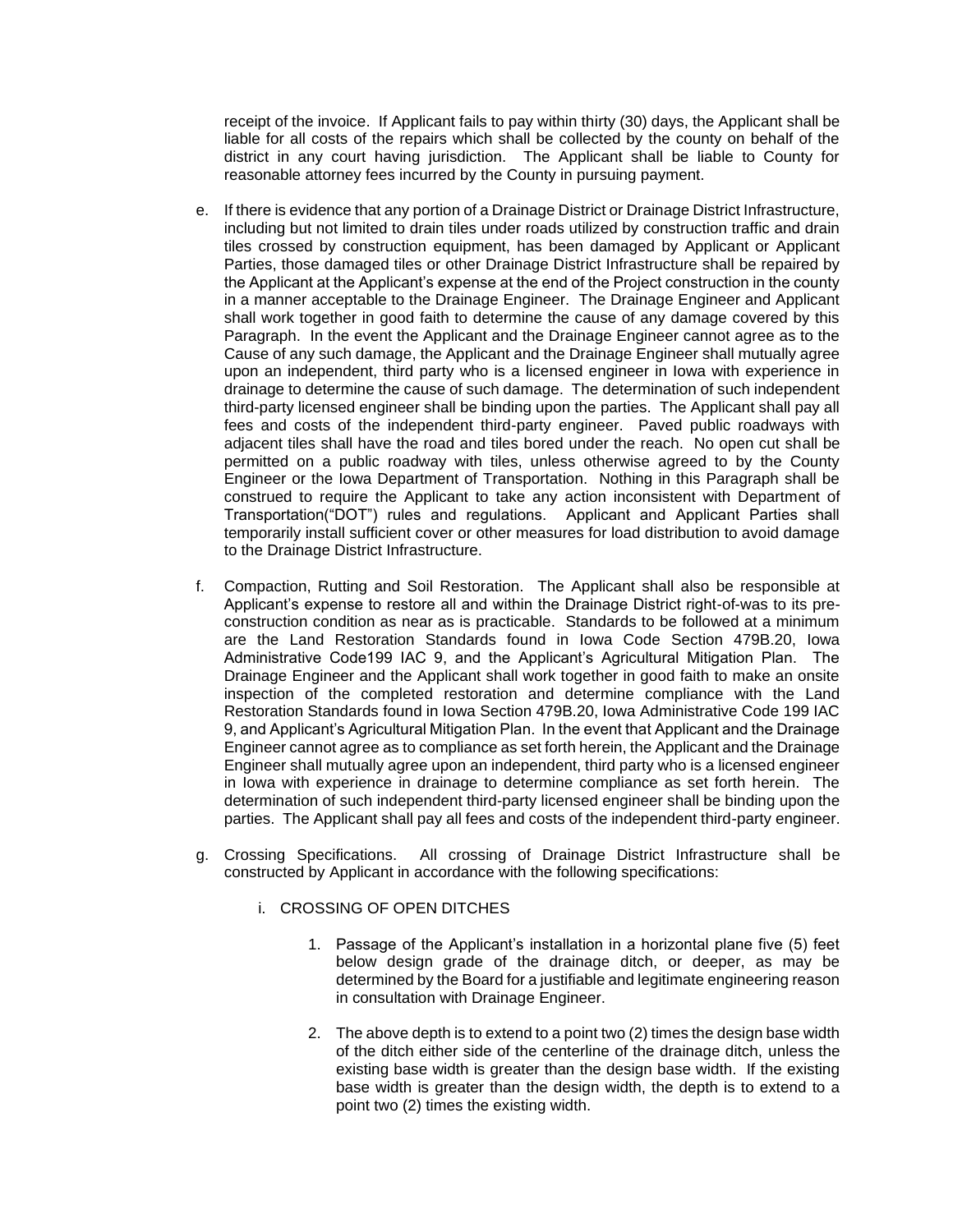receipt of the invoice. If Applicant fails to pay within thirty (30) days, the Applicant shall be liable for all costs of the repairs which shall be collected by the county on behalf of the district in any court having jurisdiction. The Applicant shall be liable to County for reasonable attorney fees incurred by the County in pursuing payment.

e. If there is evidence that any portion of a Drainage District or Drainage District Infrastructure, including but not limited to drain tiles under roads utilized by construction traffic and drain tiles crossed by construction equipment, has been damaged by Applicant or Applicant Parties, those damaged tiles or other Drainage District Infrastructure shall be repaired by the Applicant at the Applicant's expense at the end of the Project construction in the county in a manner acceptable to the Drainage Engineer. The Drainage Engineer and Applicant shall work together in good faith to determine the cause of any damage covered by this Paragraph. In the event the Applicant and the Drainage Engineer cannot agree as to the Cause of any such damage, the Applicant and the Drainage Engineer shall mutually agree upon an independent, third party who is a licensed engineer in Iowa with experience in drainage to determine the cause of such damage. The determination of such independent third-party licensed engineer shall be binding upon the parties. The Applicant shall pay all fees and costs of the independent third-party engineer. Paved public roadways with adjacent tiles shall have the road and tiles bored under the reach. No open cut shall be permitted on a public roadway with tiles, unless otherwise agreed to by the County Engineer or the Iowa Department of Transportation. Nothing in this Paragraph shall be construed to require the Applicant to take any action inconsistent with Department of Transportation("DOT") rules and regulations. Applicant and Applicant Parties shall temporarily install sufficient cover or other measures for load distribution to avoid damage to the Drainage District Infrastructure.

f. Compaction, Rutting and Soil Restoration. The Applicant shall also be responsible at Applicant's expense to restore all and within the Drainage District right-of-was to its pre-construction condition as near as is practicable. Standards to be followed at a minimum are the Land Restoration Standards found in Iowa Code Section 479B.20, Iowa Administrative Code199 IAC 9, and the Applicant's Agricultural Mitigation Plan. The Drainage Engineer and the Applicant shall work together in good faith to make an onsite inspection of the completed restoration and determine compliance with the Land Restoration Standards found in Iowa Section 479B.20, Iowa Administrative Code 199 IAC 9, and Applicant's Agricultural Mitigation Plan. In the event that Applicant and the Drainage Engineer cannot agree as to compliance as set forth herein, the Applicant and the Drainage Engineer shall mutually agree upon an independent, third party who is a licensed engineer in Iowa with experience in drainage to determine compliance as set forth herein. The determination of such independent third-party licensed engineer shall be binding upon the parties. The Applicant shall pay all fees and costs of the independent third-party engineer.

g. Crossing Specifications. All crossing of Drainage District Infrastructure shall be constructed by Applicant in accordance with the following specifications:

   i. CROSSING OF OPEN DITCHES

      1. Passage of the Applicant's installation in a horizontal plane five (5) feet below design grade of the drainage ditch, or deeper, as may be determined by the Board for a justifiable and legitimate engineering reason in consultation with Drainage Engineer.

      2. The above depth is to extend to a point two (2) times the design base width of the ditch either side of the centerline of the drainage ditch, unless the existing base width is greater than the design base width. If the existing base width is greater than the design width, the depth is to extend to a point two (2) times the existing width.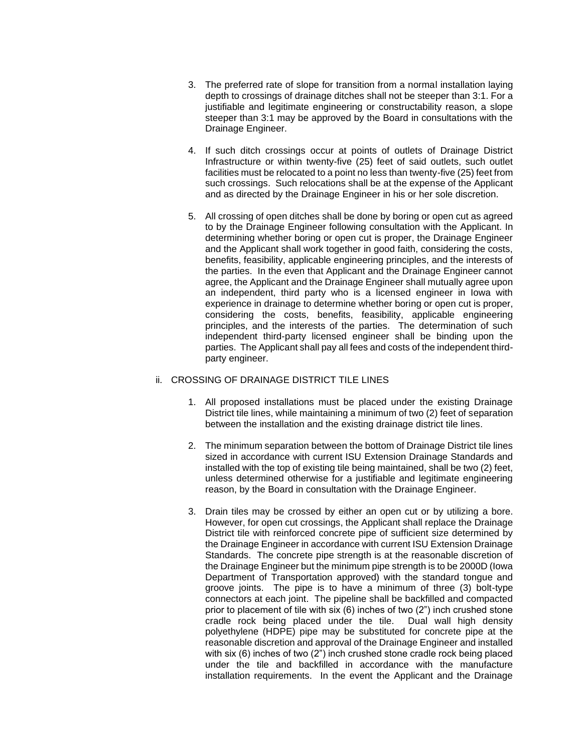3. The preferred rate of slope for transition from a normal installation laying depth to crossings of drainage ditches shall not be steeper than 3:1. For a justifiable and legitimate engineering or constructability reason, a slope steeper than 3:1 may be approved by the Board in consultations with the Drainage Engineer.

4. If such ditch crossings occur at points of outlets of Drainage District Infrastructure or within twenty-five (25) feet of said outlets, such outlet facilities must be relocated to a point no less than twenty-five (25) feet from such crossings. Such relocations shall be at the expense of the Applicant and as directed by the Drainage Engineer in his or her sole discretion.

5. All crossing of open ditches shall be done by boring or open cut as agreed to by the Drainage Engineer following consultation with the Applicant. In determining whether boring or open cut is proper, the Drainage Engineer and the Applicant shall work together in good faith, considering the costs, benefits, feasibility, applicable engineering principles, and the interests of the parties. In the even that Applicant and the Drainage Engineer cannot agree, the Applicant and the Drainage Engineer shall mutually agree upon an independent, third party who is a licensed engineer in Iowa with experience in drainage to determine whether boring or open cut is proper, considering the costs, benefits, feasibility, applicable engineering principles, and the interests of the parties. The determination of such independent third-party licensed engineer shall be binding upon the parties. The Applicant shall pay all fees and costs of the independent third-party engineer.

ii. CROSSING OF DRAINAGE DISTRICT TILE LINES

1. All proposed installations must be placed under the existing Drainage District tile lines, while maintaining a minimum of two (2) feet of separation between the installation and the existing drainage district tile lines.

2. The minimum separation between the bottom of Drainage District tile lines sized in accordance with current ISU Extension Drainage Standards and installed with the top of existing tile being maintained, shall be two (2) feet, unless determined otherwise for a justifiable and legitimate engineering reason, by the Board in consultation with the Drainage Engineer.

3. Drain tiles may be crossed by either an open cut or by utilizing a bore. However, for open cut crossings, the Applicant shall replace the Drainage District tile with reinforced concrete pipe of sufficient size determined by the Drainage Engineer in accordance with current ISU Extension Drainage Standards. The concrete pipe strength is at the reasonable discretion of the Drainage Engineer but the minimum pipe strength is to be 2000D (Iowa Department of Transportation approved) with the standard tongue and groove joints. The pipe is to have a minimum of three (3) bolt-type connectors at each joint. The pipeline shall be backfilled and compacted prior to placement of tile with six (6) inches of two (2") inch crushed stone cradle rock being placed under the tile. Dual wall high density polyethylene (HDPE) pipe may be substituted for concrete pipe at the reasonable discretion and approval of the Drainage Engineer and installed with six (6) inches of two (2") inch crushed stone cradle rock being placed under the tile and backfilled in accordance with the manufacture installation requirements. In the event the Applicant and the Drainage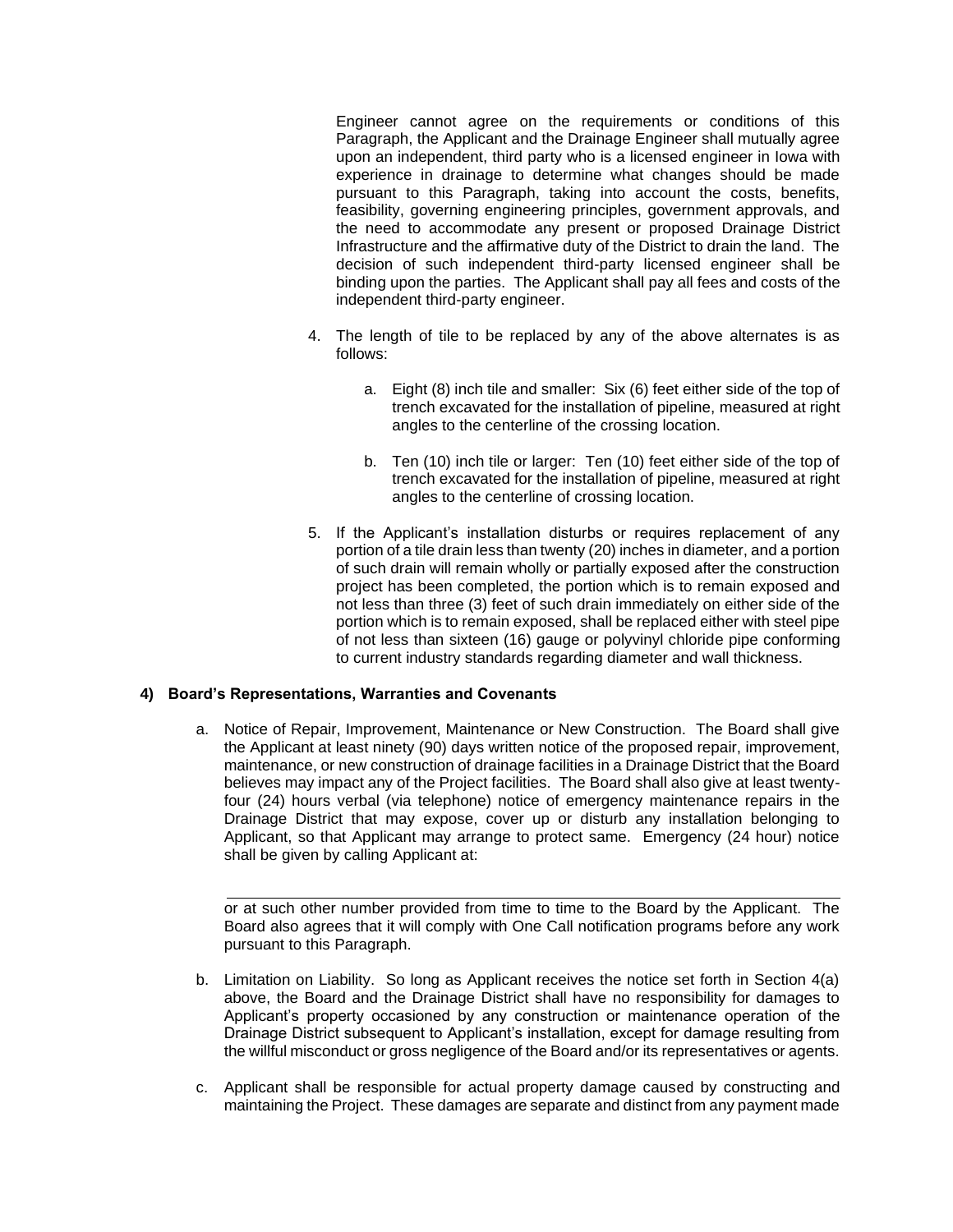Engineer cannot agree on the requirements or conditions of this Paragraph, the Applicant and the Drainage Engineer shall mutually agree upon an independent, third party who is a licensed engineer in Iowa with experience in drainage to determine what changes should be made pursuant to this Paragraph, taking into account the costs, benefits, feasibility, governing engineering principles, government approvals, and the need to accommodate any present or proposed Drainage District Infrastructure and the affirmative duty of the District to drain the land. The decision of such independent third-party licensed engineer shall be binding upon the parties. The Applicant shall pay all fees and costs of the independent third-party engineer.

4. The length of tile to be replaced by any of the above alternates is as follows:

   a. Eight (8) inch tile and smaller: Six (6) feet either side of the top of trench excavated for the installation of pipeline, measured at right angles to the centerline of the crossing location.

   b. Ten (10) inch tile or larger: Ten (10) feet either side of the top of trench excavated for the installation of pipeline, measured at right angles to the centerline of crossing location.

5. If the Applicant's installation disturbs or requires replacement of any portion of a tile drain less than twenty (20) inches in diameter, and a portion of such drain will remain wholly or partially exposed after the construction project has been completed, the portion which is to remain exposed and not less than three (3) feet of such drain immediately on either side of the portion which is to remain exposed, shall be replaced either with steel pipe of not less than sixteen (16) gauge or polyvinyl chloride pipe conforming to current industry standards regarding diameter and wall thickness.

### 4) Board's Representations, Warranties and Covenants

a. Notice of Repair, Improvement, Maintenance or New Construction. The Board shall give the Applicant at least ninety (90) days written notice of the proposed repair, improvement, maintenance, or new construction of drainage facilities in a Drainage District that the Board believes may impact any of the Project facilities. The Board shall also give at least twenty-four (24) hours verbal (via telephone) notice of emergency maintenance repairs in the Drainage District that may expose, cover up or disturb any installation belonging to Applicant, so that Applicant may arrange to protect same. Emergency (24 hour) notice shall be given by calling Applicant at:

   \_\_\_\_\_\_\_\_\_\_\_\_\_\_\_\_\_\_\_\_\_\_\_\_\_\_\_\_\_\_\_\_\_\_\_\_\_\_\_\_\_\_\_\_\_\_\_\_\_\_\_\_\_\_\_\_\_\_

   or at such other number provided from time to time to the Board by the Applicant. The Board also agrees that it will comply with One Call notification programs before any work pursuant to this Paragraph.

b. Limitation on Liability. So long as Applicant receives the notice set forth in Section 4(a) above, the Board and the Drainage District shall have no responsibility for damages to Applicant's property occasioned by any construction or maintenance operation of the Drainage District subsequent to Applicant's installation, except for damage resulting from the willful misconduct or gross negligence of the Board and/or its representatives or agents.

c. Applicant shall be responsible for actual property damage caused by constructing and maintaining the Project. These damages are separate and distinct from any payment made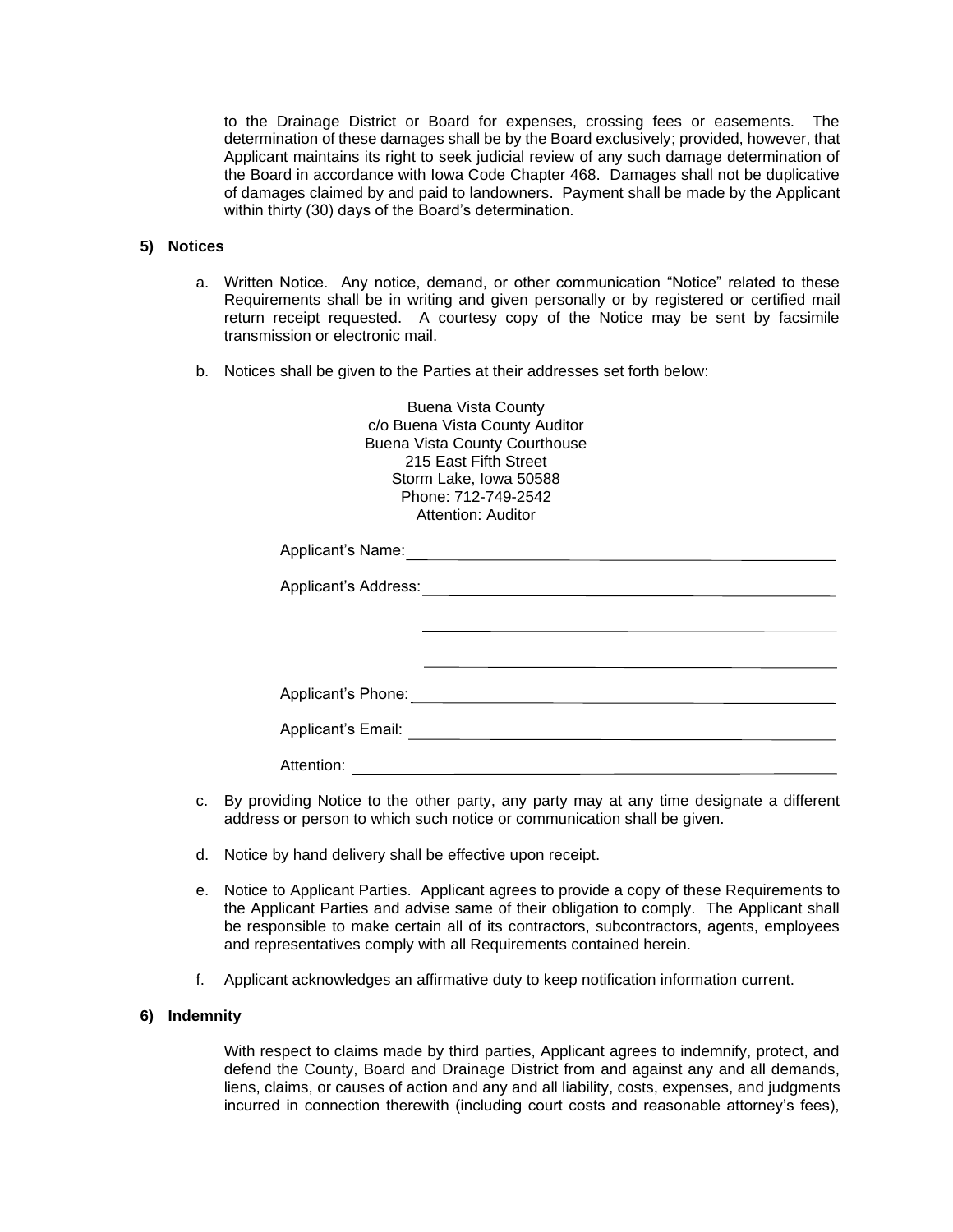to the Drainage District or Board for expenses, crossing fees or easements. The determination of these damages shall be by the Board exclusively; provided, however, that Applicant maintains its right to seek judicial review of any such damage determination of the Board in accordance with Iowa Code Chapter 468. Damages shall not be duplicative of damages claimed by and paid to landowners. Payment shall be made by the Applicant within thirty (30) days of the Board's determination.

**5) Notices**

a. Written Notice. Any notice, demand, or other communication "Notice" related to these Requirements shall be in writing and given personally or by registered or certified mail return receipt requested. A courtesy copy of the Notice may be sent by facsimile transmission or electronic mail.

b. Notices shall be given to the Parties at their addresses set forth below:

Buena Vista County
c/o Buena Vista County Auditor
Buena Vista County Courthouse
215 East Fifth Street
Storm Lake, Iowa 50588
Phone: 712-749-2542
Attention: Auditor

Applicant's Name: ______________________________

Applicant's Address: ______________________________

______________________________

______________________________

Applicant's Phone: ______________________________

Applicant's Email: ______________________________

Attention: ______________________________

c. By providing Notice to the other party, any party may at any time designate a different address or person to which such notice or communication shall be given.

d. Notice by hand delivery shall be effective upon receipt.

e. Notice to Applicant Parties. Applicant agrees to provide a copy of these Requirements to the Applicant Parties and advise same of their obligation to comply. The Applicant shall be responsible to make certain all of its contractors, subcontractors, agents, employees and representatives comply with all Requirements contained herein.

f. Applicant acknowledges an affirmative duty to keep notification information current.

**6) Indemnity**

With respect to claims made by third parties, Applicant agrees to indemnify, protect, and defend the County, Board and Drainage District from and against any and all demands, liens, claims, or causes of action and any and all liability, costs, expenses, and judgments incurred in connection therewith (including court costs and reasonable attorney's fees),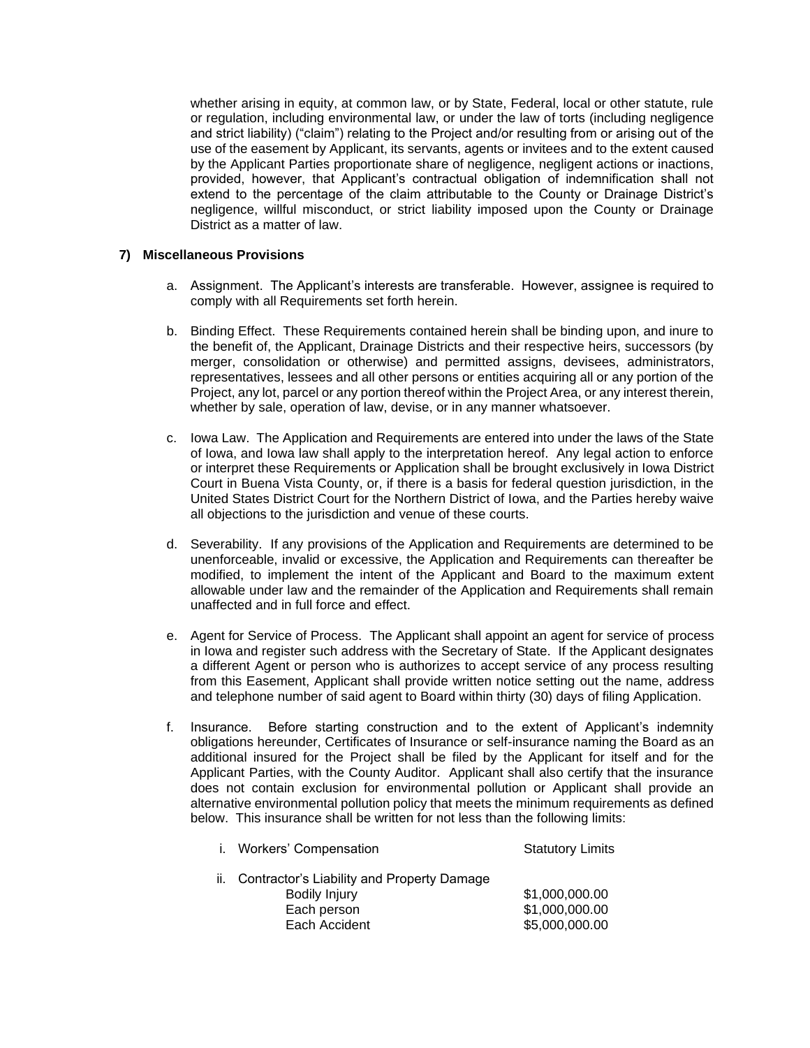whether arising in equity, at common law, or by State, Federal, local or other statute, rule or regulation, including environmental law, or under the law of torts (including negligence and strict liability) ("claim") relating to the Project and/or resulting from or arising out of the use of the easement by Applicant, its servants, agents or invitees and to the extent caused by the Applicant Parties proportionate share of negligence, negligent actions or inactions, provided, however, that Applicant's contractual obligation of indemnification shall not extend to the percentage of the claim attributable to the County or Drainage District's negligence, willful misconduct, or strict liability imposed upon the County or Drainage District as a matter of law.

**7) Miscellaneous Provisions**

a. Assignment. The Applicant's interests are transferable. However, assignee is required to comply with all Requirements set forth herein.

b. Binding Effect. These Requirements contained herein shall be binding upon, and inure to the benefit of, the Applicant, Drainage Districts and their respective heirs, successors (by merger, consolidation or otherwise) and permitted assigns, devisees, administrators, representatives, lessees and all other persons or entities acquiring all or any portion of the Project, any lot, parcel or any portion thereof within the Project Area, or any interest therein, whether by sale, operation of law, devise, or in any manner whatsoever.

c. Iowa Law. The Application and Requirements are entered into under the laws of the State of Iowa, and Iowa law shall apply to the interpretation hereof. Any legal action to enforce or interpret these Requirements or Application shall be brought exclusively in Iowa District Court in Buena Vista County, or, if there is a basis for federal question jurisdiction, in the United States District Court for the Northern District of Iowa, and the Parties hereby waive all objections to the jurisdiction and venue of these courts.

d. Severability. If any provisions of the Application and Requirements are determined to be unenforceable, invalid or excessive, the Application and Requirements can thereafter be modified, to implement the intent of the Applicant and Board to the maximum extent allowable under law and the remainder of the Application and Requirements shall remain unaffected and in full force and effect.

e. Agent for Service of Process. The Applicant shall appoint an agent for service of process in Iowa and register such address with the Secretary of State. If the Applicant designates a different Agent or person who is authorizes to accept service of any process resulting from this Easement, Applicant shall provide written notice setting out the name, address and telephone number of said agent to Board within thirty (30) days of filing Application.

f. Insurance. Before starting construction and to the extent of Applicant's indemnity obligations hereunder, Certificates of Insurance or self-insurance naming the Board as an additional insured for the Project shall be filed by the Applicant for itself and for the Applicant Parties, with the County Auditor. Applicant shall also certify that the insurance does not contain exclusion for environmental pollution or Applicant shall provide an alternative environmental pollution policy that meets the minimum requirements as defined below. This insurance shall be written for not less than the following limits:

| | |
|---|---|
| i. Workers' Compensation | Statutory Limits |
| ii. Contractor's Liability and Property Damage | |
| Bodily Injury | $1,000,000.00 |
| Each person | $1,000,000.00 |
| Each Accident | $5,000,000.00 |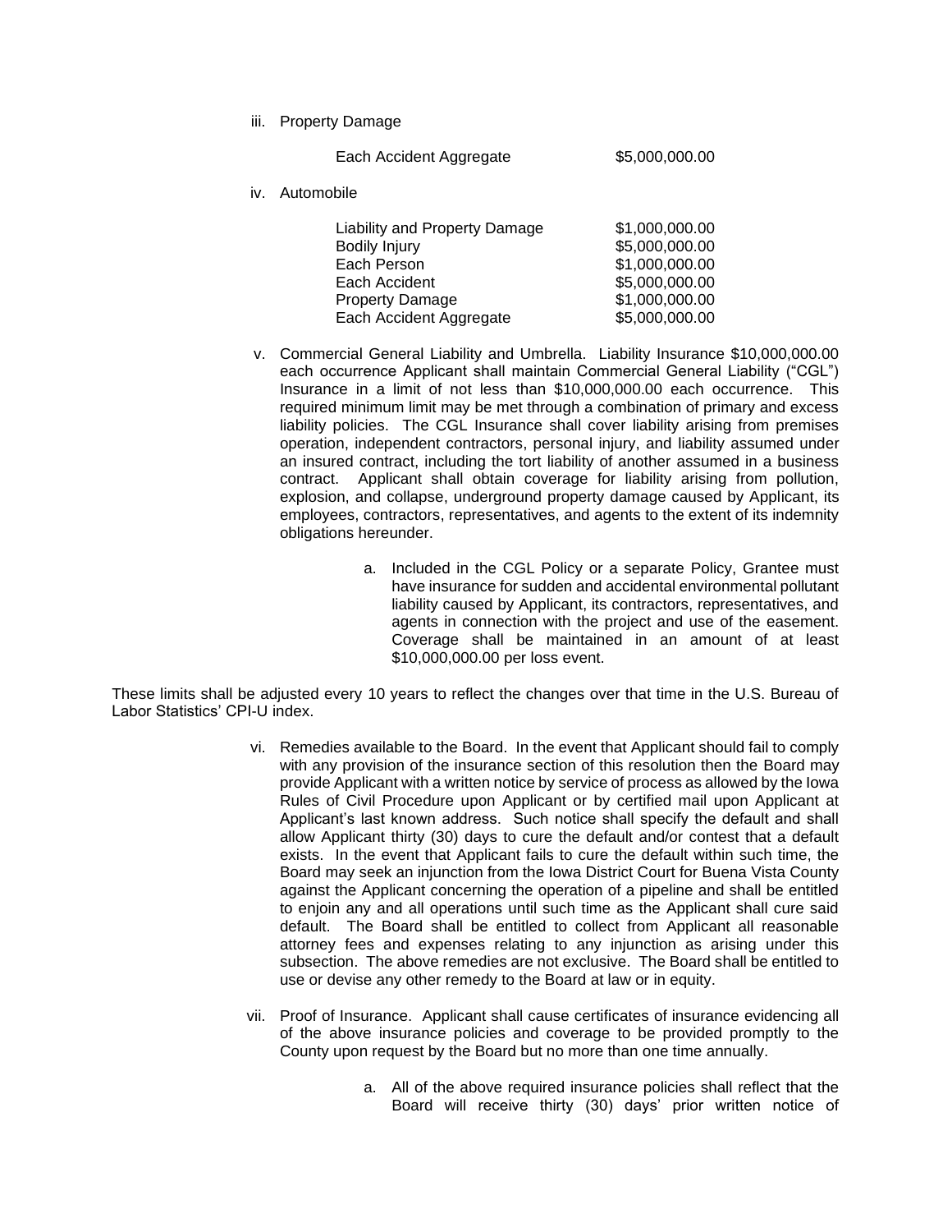iii. Property Damage

| | |
|---|---|
| Each Accident Aggregate | $5,000,000.00 |

iv. Automobile

| | |
|---|---|
| Liability and Property Damage | $1,000,000.00 |
| Bodily Injury | $5,000,000.00 |
| Each Person | $1,000,000.00 |
| Each Accident | $5,000,000.00 |
| Property Damage | $1,000,000.00 |
| Each Accident Aggregate | $5,000,000.00 |

v. Commercial General Liability and Umbrella. Liability Insurance $10,000,000.00 each occurrence Applicant shall maintain Commercial General Liability ("CGL") Insurance in a limit of not less than $10,000,000.00 each occurrence. This required minimum limit may be met through a combination of primary and excess liability policies. The CGL Insurance shall cover liability arising from premises operation, independent contractors, personal injury, and liability assumed under an insured contract, including the tort liability of another assumed in a business contract. Applicant shall obtain coverage for liability arising from pollution, explosion, and collapse, underground property damage caused by Applicant, its employees, contractors, representatives, and agents to the extent of its indemnity obligations hereunder.

a. Included in the CGL Policy or a separate Policy, Grantee must have insurance for sudden and accidental environmental pollutant liability caused by Applicant, its contractors, representatives, and agents in connection with the project and use of the easement. Coverage shall be maintained in an amount of at least $10,000,000.00 per loss event.

These limits shall be adjusted every 10 years to reflect the changes over that time in the U.S. Bureau of Labor Statistics' CPI-U index.

vi. Remedies available to the Board. In the event that Applicant should fail to comply with any provision of the insurance section of this resolution then the Board may provide Applicant with a written notice by service of process as allowed by the Iowa Rules of Civil Procedure upon Applicant or by certified mail upon Applicant at Applicant's last known address. Such notice shall specify the default and shall allow Applicant thirty (30) days to cure the default and/or contest that a default exists. In the event that Applicant fails to cure the default within such time, the Board may seek an injunction from the Iowa District Court for Buena Vista County against the Applicant concerning the operation of a pipeline and shall be entitled to enjoin any and all operations until such time as the Applicant shall cure said default. The Board shall be entitled to collect from Applicant all reasonable attorney fees and expenses relating to any injunction as arising under this subsection. The above remedies are not exclusive. The Board shall be entitled to use or devise any other remedy to the Board at law or in equity.

vii. Proof of Insurance. Applicant shall cause certificates of insurance evidencing all of the above insurance policies and coverage to be provided promptly to the County upon request by the Board but no more than one time annually.

a. All of the above required insurance policies shall reflect that the Board will receive thirty (30) days' prior written notice of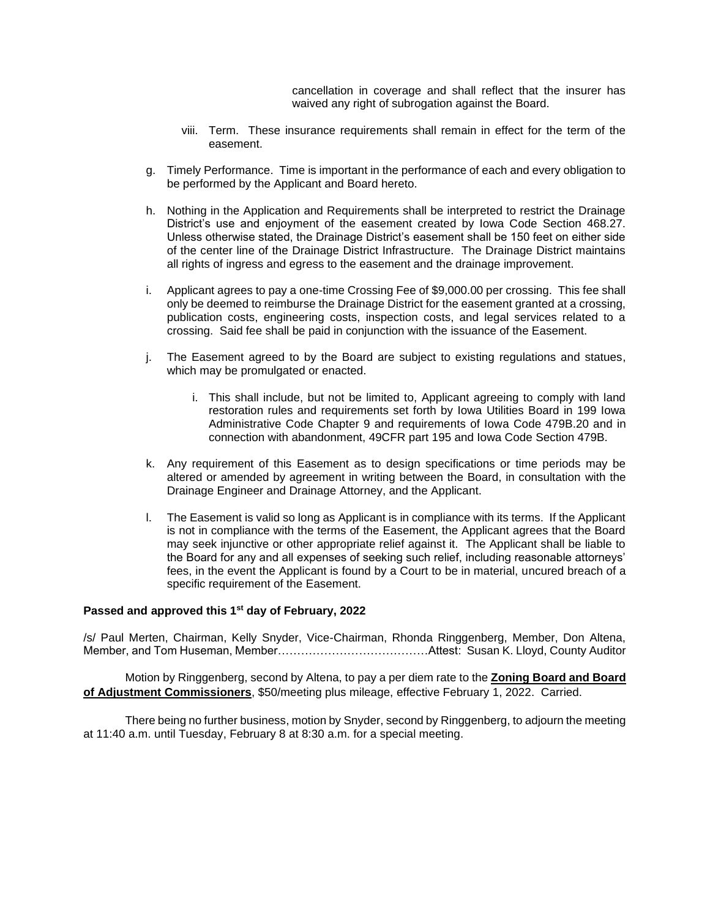cancellation in coverage and shall reflect that the insurer has waived any right of subrogation against the Board.

viii. Term. These insurance requirements shall remain in effect for the term of the easement.

g. Timely Performance. Time is important in the performance of each and every obligation to be performed by the Applicant and Board hereto.

h. Nothing in the Application and Requirements shall be interpreted to restrict the Drainage District's use and enjoyment of the easement created by Iowa Code Section 468.27. Unless otherwise stated, the Drainage District's easement shall be 150 feet on either side of the center line of the Drainage District Infrastructure. The Drainage District maintains all rights of ingress and egress to the easement and the drainage improvement.

i. Applicant agrees to pay a one-time Crossing Fee of $9,000.00 per crossing. This fee shall only be deemed to reimburse the Drainage District for the easement granted at a crossing, publication costs, engineering costs, inspection costs, and legal services related to a crossing. Said fee shall be paid in conjunction with the issuance of the Easement.

j. The Easement agreed to by the Board are subject to existing regulations and statues, which may be promulgated or enacted.

    i. This shall include, but not be limited to, Applicant agreeing to comply with land restoration rules and requirements set forth by Iowa Utilities Board in 199 Iowa Administrative Code Chapter 9 and requirements of Iowa Code 479B.20 and in connection with abandonment, 49CFR part 195 and Iowa Code Section 479B.

k. Any requirement of this Easement as to design specifications or time periods may be altered or amended by agreement in writing between the Board, in consultation with the Drainage Engineer and Drainage Attorney, and the Applicant.

l. The Easement is valid so long as Applicant is in compliance with its terms. If the Applicant is not in compliance with the terms of the Easement, the Applicant agrees that the Board may seek injunctive or other appropriate relief against it. The Applicant shall be liable to the Board for any and all expenses of seeking such relief, including reasonable attorneys' fees, in the event the Applicant is found by a Court to be in material, uncured breach of a specific requirement of the Easement.

**Passed and approved this 1st day of February, 2022**

/s/ Paul Merten, Chairman, Kelly Snyder, Vice-Chairman, Rhonda Ringgenberg, Member, Don Altena, Member, and Tom Huseman, Member…………………………………Attest: Susan K. Lloyd, County Auditor

Motion by Ringgenberg, second by Altena, to pay a per diem rate to the **Zoning Board and Board of Adjustment Commissioners**, $50/meeting plus mileage, effective February 1, 2022. Carried.

There being no further business, motion by Snyder, second by Ringgenberg, to adjourn the meeting at 11:40 a.m. until Tuesday, February 8 at 8:30 a.m. for a special meeting.